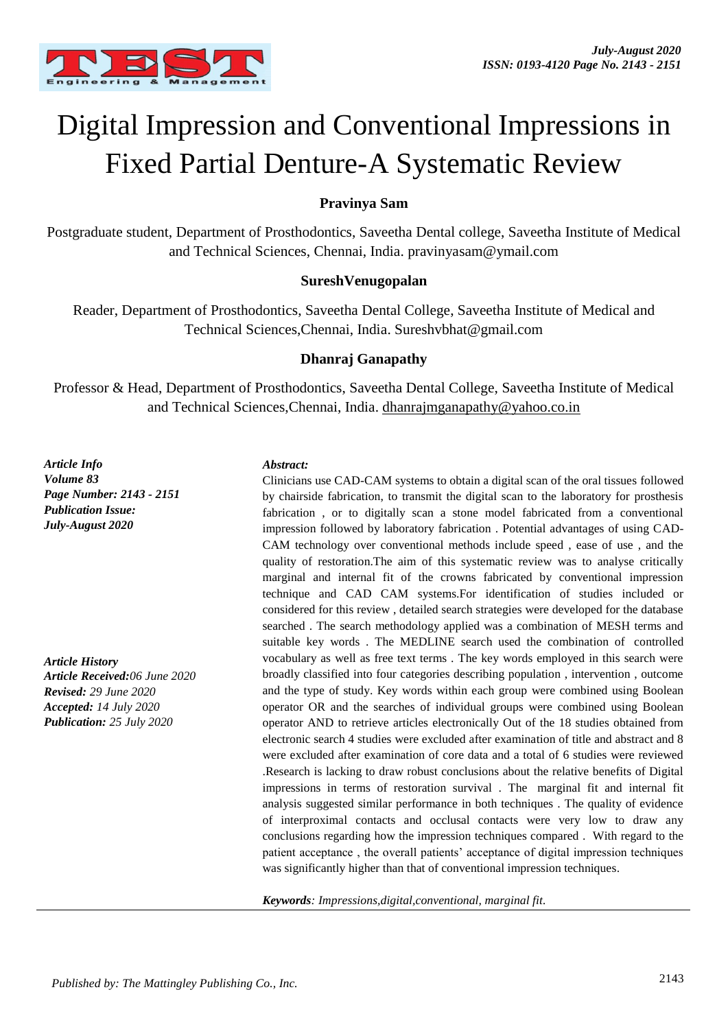# Digital Impression and Conventional Impressions in Fixed Partial Denture-A Systematic Review

**Pravinya Sam**

Postgraduate student, Department of Prosthodontics, Saveetha Dental college, Saveetha Institute of Medical and Technical Sciences, Chennai, India. pravinyasam@ymail.com

**SureshVenugopalan**

Reader, Department of Prosthodontics, Saveetha Dental College, Saveetha Institute of Medical and Technical Sciences,Chennai, India. Sureshvbhat@gmail.com

**Dhanraj Ganapathy**

Professor & Head, Department of Prosthodontics, Saveetha Dental College, Saveetha Institute of Medical and Technical Sciences,Chennai, India. dhanrajmganapathy@yahoo.co.in

***Article Info***
***Volume 83***
***Page Number: 2143 - 2151***
***Publication Issue:***
***July-August 2020***

***Article History***
***Article Received:****06 June 2020*
***Revised:*** *29 June 2020*
***Accepted:*** *14 July 2020*
***Publication:*** *25 July 2020*

***Abstract:***

Clinicians use CAD-CAM systems to obtain a digital scan of the oral tissues followed by chairside fabrication, to transmit the digital scan to the laboratory for prosthesis fabrication , or to digitally scan a stone model fabricated from a conventional impression followed by laboratory fabrication . Potential advantages of using CAD-CAM technology over conventional methods include speed , ease of use , and the quality of restoration.The aim of this systematic review was to analyse critically marginal and internal fit of the crowns fabricated by conventional impression technique and CAD CAM systems.For identification of studies included or considered for this review , detailed search strategies were developed for the database searched . The search methodology applied was a combination of MESH terms and suitable key words . The MEDLINE search used the combination of controlled vocabulary as well as free text terms . The key words employed in this search were broadly classified into four categories describing population , intervention , outcome and the type of study. Key words within each group were combined using Boolean operator OR and the searches of individual groups were combined using Boolean operator AND to retrieve articles electronically Out of the 18 studies obtained from electronic search 4 studies were excluded after examination of title and abstract and 8 were excluded after examination of core data and a total of 6 studies were reviewed .Research is lacking to draw robust conclusions about the relative benefits of Digital impressions in terms of restoration survival . The marginal fit and internal fit analysis suggested similar performance in both techniques . The quality of evidence of interproximal contacts and occlusal contacts were very low to draw any conclusions regarding how the impression techniques compared . With regard to the patient acceptance , the overall patients' acceptance of digital impression techniques was significantly higher than that of conventional impression techniques.

***Keywords****: Impressions,digital,conventional, marginal fit.*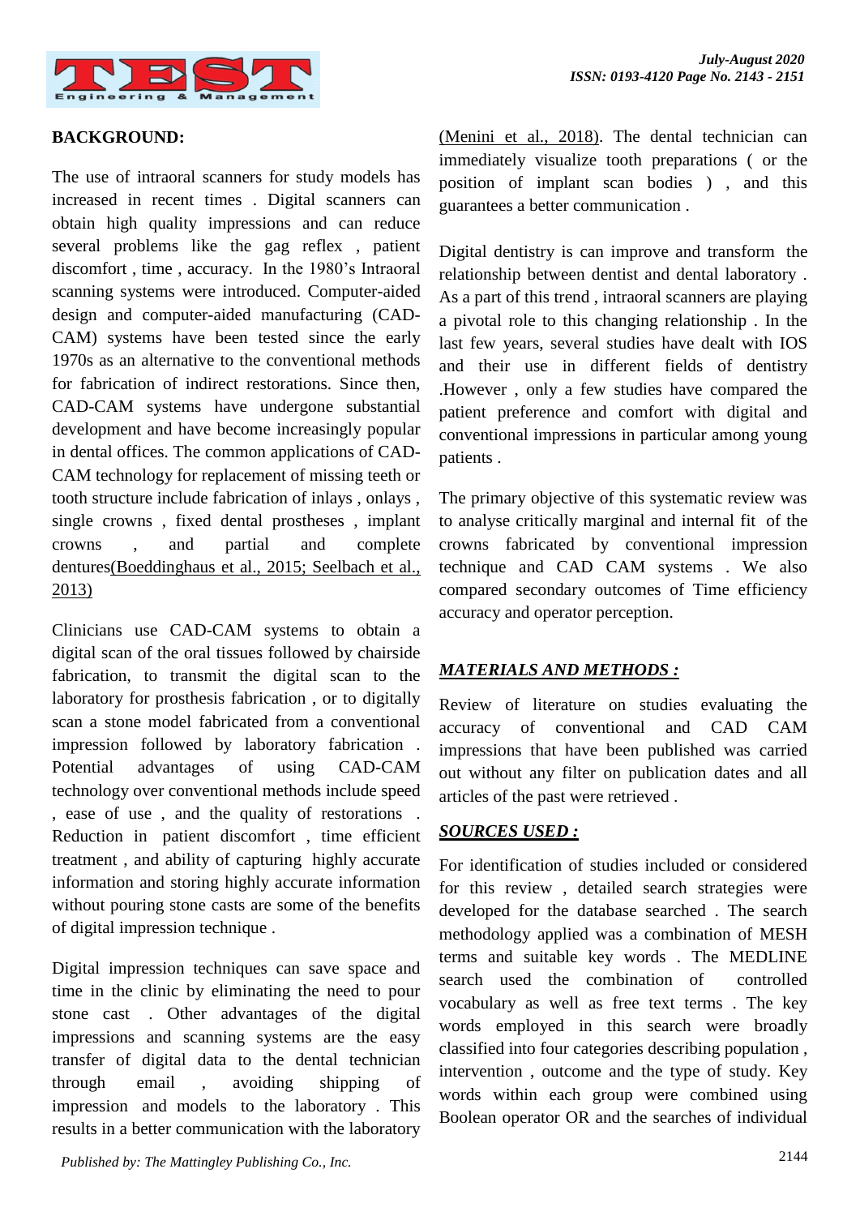## BACKGROUND:

The use of intraoral scanners for study models has increased in recent times . Digital scanners can obtain high quality impressions and can reduce several problems like the gag reflex , patient discomfort , time , accuracy. In the 1980's Intraoral scanning systems were introduced. Computer-aided design and computer-aided manufacturing (CAD-CAM) systems have been tested since the early 1970s as an alternative to the conventional methods for fabrication of indirect restorations. Since then, CAD-CAM systems have undergone substantial development and have become increasingly popular in dental offices. The common applications of CAD-CAM technology for replacement of missing teeth or tooth structure include fabrication of inlays , onlays , single crowns , fixed dental prostheses , implant crowns , and partial and complete dentures(Boeddinghaus et al., 2015; Seelbach et al., 2013)

Clinicians use CAD-CAM systems to obtain a digital scan of the oral tissues followed by chairside fabrication, to transmit the digital scan to the laboratory for prosthesis fabrication , or to digitally scan a stone model fabricated from a conventional impression followed by laboratory fabrication . Potential advantages of using CAD-CAM technology over conventional methods include speed , ease of use , and the quality of restorations . Reduction in patient discomfort , time efficient treatment , and ability of capturing highly accurate information and storing highly accurate information without pouring stone casts are some of the benefits of digital impression technique .

Digital impression techniques can save space and time in the clinic by eliminating the need to pour stone cast . Other advantages of the digital impressions and scanning systems are the easy transfer of digital data to the dental technician through email , avoiding shipping of impression and models to the laboratory . This results in a better communication with the laboratory (Menini et al., 2018). The dental technician can immediately visualize tooth preparations ( or the position of implant scan bodies ) , and this guarantees a better communication .

Digital dentistry is can improve and transform the relationship between dentist and dental laboratory . As a part of this trend , intraoral scanners are playing a pivotal role to this changing relationship . In the last few years, several studies have dealt with IOS and their use in different fields of dentistry .However , only a few studies have compared the patient preference and comfort with digital and conventional impressions in particular among young patients .

The primary objective of this systematic review was to analyse critically marginal and internal fit of the crowns fabricated by conventional impression technique and CAD CAM systems . We also compared secondary outcomes of Time efficiency accuracy and operator perception.

## *MATERIALS AND METHODS :*

Review of literature on studies evaluating the accuracy of conventional and CAD CAM impressions that have been published was carried out without any filter on publication dates and all articles of the past were retrieved .

### *SOURCES USED :*

For identification of studies included or considered for this review , detailed search strategies were developed for the database searched . The search methodology applied was a combination of MESH terms and suitable key words . The MEDLINE search used the combination of controlled vocabulary as well as free text terms . The key words employed in this search were broadly classified into four categories describing population , intervention , outcome and the type of study. Key words within each group were combined using Boolean operator OR and the searches of individual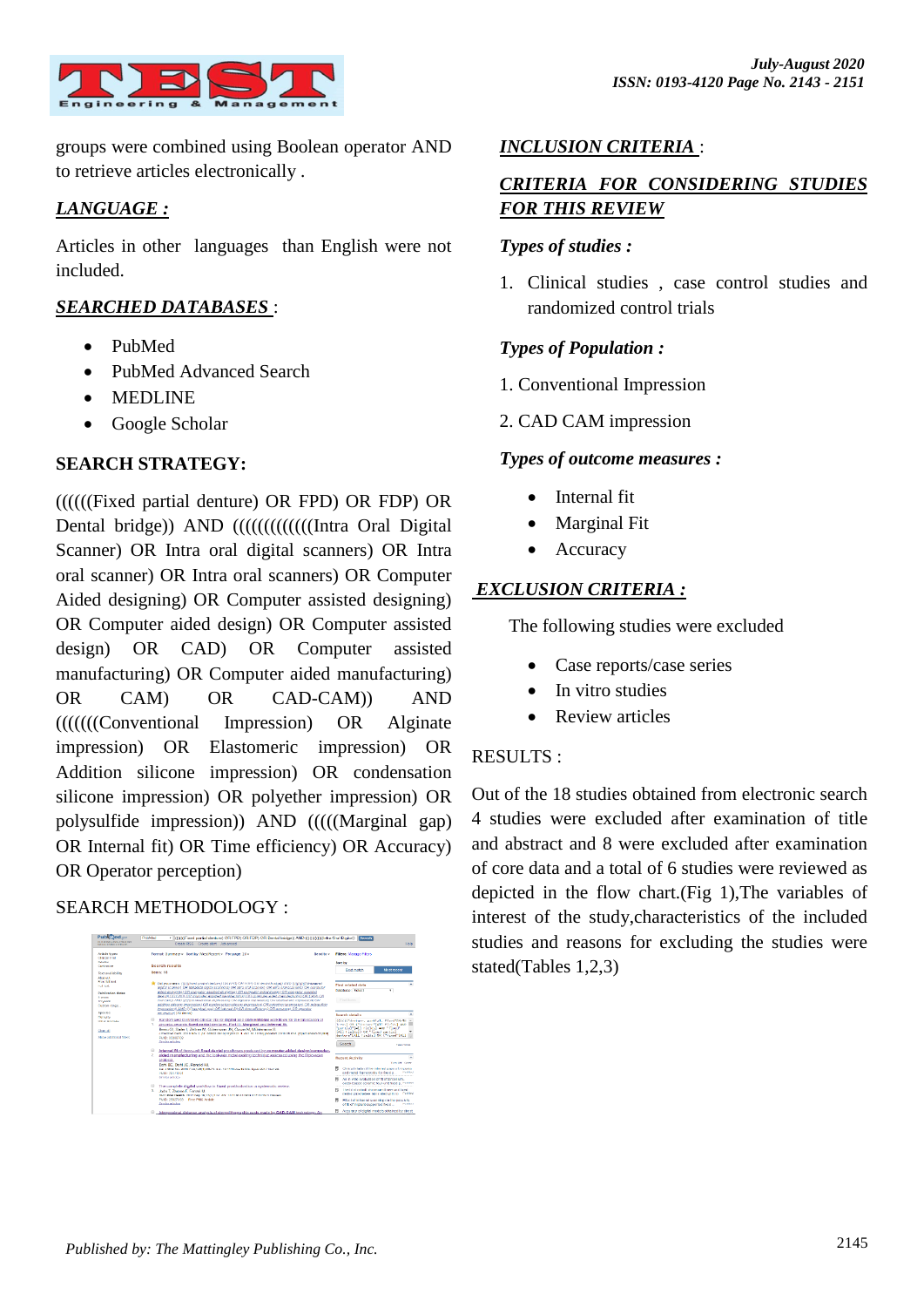groups were combined using Boolean operator AND to retrieve articles electronically .

## *LANGUAGE :*

Articles in other languages than English were not included.

## *SEARCHED DATABASES* :

- PubMed
- PubMed Advanced Search
- MEDLINE
- Google Scholar

## SEARCH STRATEGY:

((((((Fixed partial denture) OR FPD) OR FDP) OR Dental bridge)) AND ((((((((((((Intra Oral Digital Scanner) OR Intra oral digital scanners) OR Intra oral scanner) OR Intra oral scanners) OR Computer Aided designing) OR Computer assisted designing) OR Computer aided design) OR Computer assisted design) OR CAD) OR Computer assisted manufacturing) OR Computer aided manufacturing) OR CAM) OR CAD-CAM)) AND (((((((Conventional Impression) OR Alginate impression) OR Elastomeric impression) OR Addition silicone impression) OR condensation silicone impression) OR polyether impression) OR polysulfide impression)) AND (((((Marginal gap) OR Internal fit) OR Time efficiency) OR Accuracy) OR Operator perception)

SEARCH METHODOLOGY :

## *INCLUSION CRITERIA* :

## *CRITERIA FOR CONSIDERING STUDIES FOR THIS REVIEW*

### *Types of studies :*

1. Clinical studies , case control studies and randomized control trials

### *Types of Population :*

1. Conventional Impression
2. CAD CAM impression

### *Types of outcome measures :*

- Internal fit
- Marginal Fit
- Accuracy

## *EXCLUSION CRITERIA :*

The following studies were excluded

- Case reports/case series
- In vitro studies
- Review articles

RESULTS :

Out of the 18 studies obtained from electronic search 4 studies were excluded after examination of title and abstract and 8 were excluded after examination of core data and a total of 6 studies were reviewed as depicted in the flow chart.(Fig 1),The variables of interest of the study,characteristics of the included studies and reasons for excluding the studies were stated(Tables 1,2,3)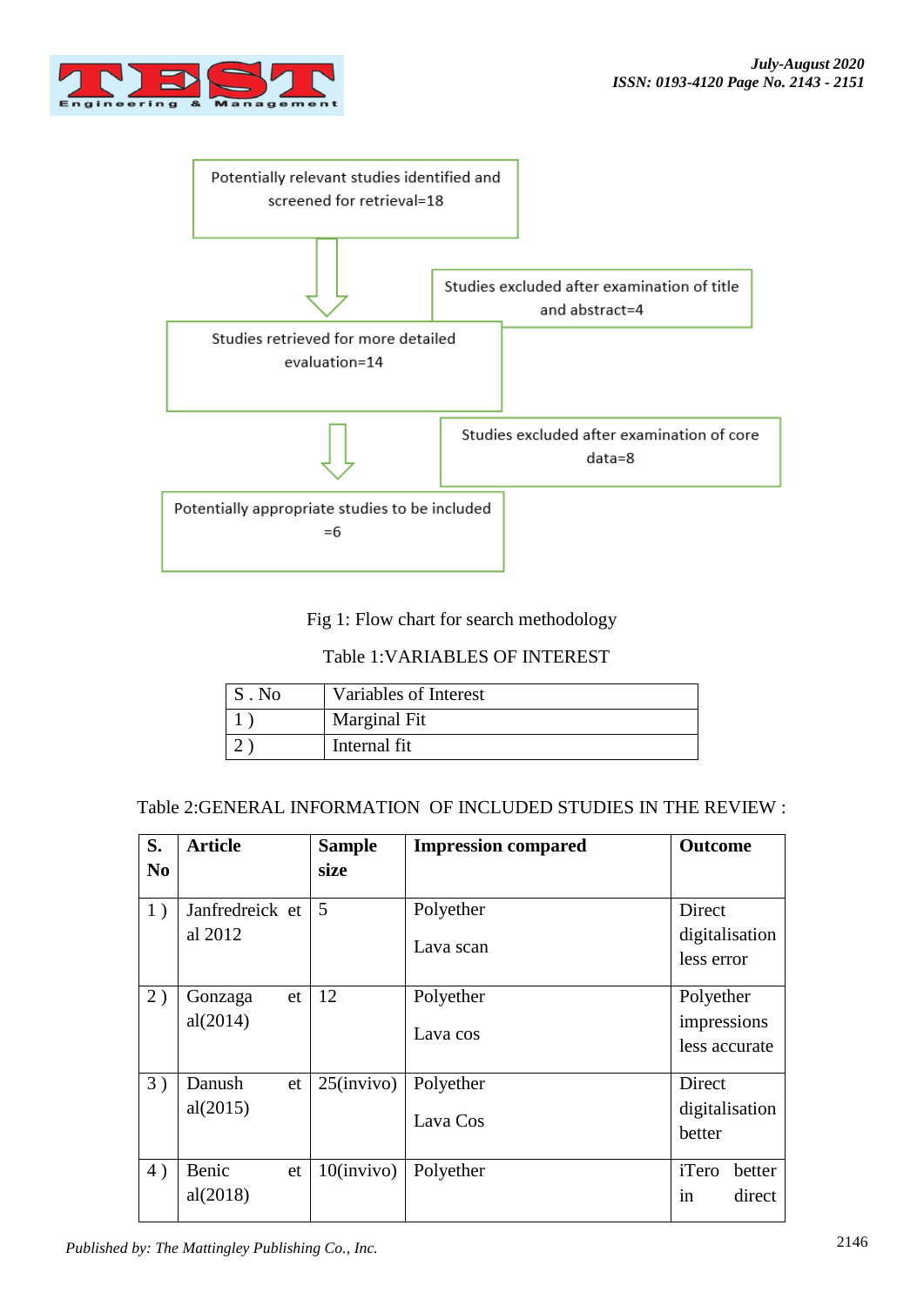Potentially relevant studies identified and screened for retrieval=18

Studies excluded after examination of title and abstract=4

Studies retrieved for more detailed evaluation=14

Studies excluded after examination of core data=8

Potentially appropriate studies to be included =6

Fig 1: Flow chart for search methodology

Table 1:VARIABLES OF INTEREST

| S . No | Variables of Interest |
|---|---|
| 1 ) | Marginal Fit |
| 2 ) | Internal fit |

Table 2:GENERAL INFORMATION OF INCLUDED STUDIES IN THE REVIEW :

| S. No | Article | Sample size | Impression compared | Outcome |
|---|---|---|---|---|
| 1 ) | Janfredreick et al 2012 | 5 | Polyether<br>Lava scan | Direct digitalisation less error |
| 2 ) | Gonzaga et al(2014) | 12 | Polyether<br>Lava cos | Polyether impressions less accurate |
| 3 ) | Danush et al(2015) | 25(invivo) | Polyether<br>Lava Cos | Direct digitalisation better |
| 4 ) | Benic et al(2018) | 10(invivo) | Polyether | iTero better in direct |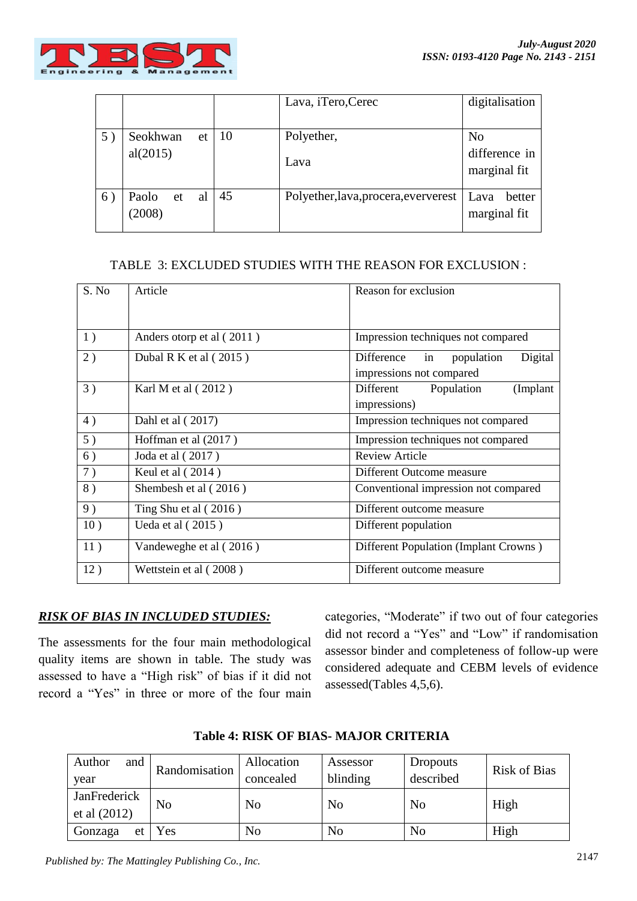|  |  |  | Lava, iTero,Cerec | digitalisation |
|---|---|---|---|---|
| 5 ) | Seokhwan et al(2015) | 10 | Polyether,<br><br>Lava | No difference in marginal fit |
| 6 ) | Paolo et al (2008) | 45 | Polyether,lava,procera,ever​verest | Lava better marginal fit |

TABLE 3: EXCLUDED STUDIES WITH THE REASON FOR EXCLUSION :

| S. No | Article | Reason for exclusion |
|---|---|---|
| 1 ) | Anders otorp et al ( 2011 ) | Impression techniques not compared |
| 2 ) | Dubal R K et al ( 2015 ) | Difference in population Digital impressions not compared |
| 3 ) | Karl M et al ( 2012 ) | Different Population (Implant impressions) |
| 4 ) | Dahl et al ( 2017) | Impression techniques not compared |
| 5 ) | Hoffman et al (2017 ) | Impression techniques not compared |
| 6 ) | Joda et al ( 2017 ) | Review Article |
| 7 ) | Keul et al ( 2014 ) | Different Outcome measure |
| 8 ) | Shembesh et al ( 2016 ) | Conventional impression not compared |
| 9 ) | Ting Shu et al ( 2016 ) | Different outcome measure |
| 10 ) | Ueda et al ( 2015 ) | Different population |
| 11 ) | Vandeweghe et al ( 2016 ) | Different Population (Implant Crowns ) |
| 12 ) | Wettstein et al ( 2008 ) | Different outcome measure |

***RISK OF BIAS IN INCLUDED STUDIES:***

The assessments for the four main methodological quality items are shown in table. The study was assessed to have a "High risk" of bias if it did not record a "Yes" in three or more of the four main categories, "Moderate" if two out of four categories did not record a "Yes" and "Low" if randomisation assessor binder and completeness of follow-up were considered adequate and CEBM levels of evidence assessed(Tables 4,5,6).

**Table 4: RISK OF BIAS- MAJOR CRITERIA**

| Author and year | Randomisation | Allocation concealed | Assessor blinding | Dropouts described | Risk of Bias |
|---|---|---|---|---|---|
| JanFrederick et al (2012) | No | No | No | No | High |
| Gonzaga et | Yes | No | No | No | High |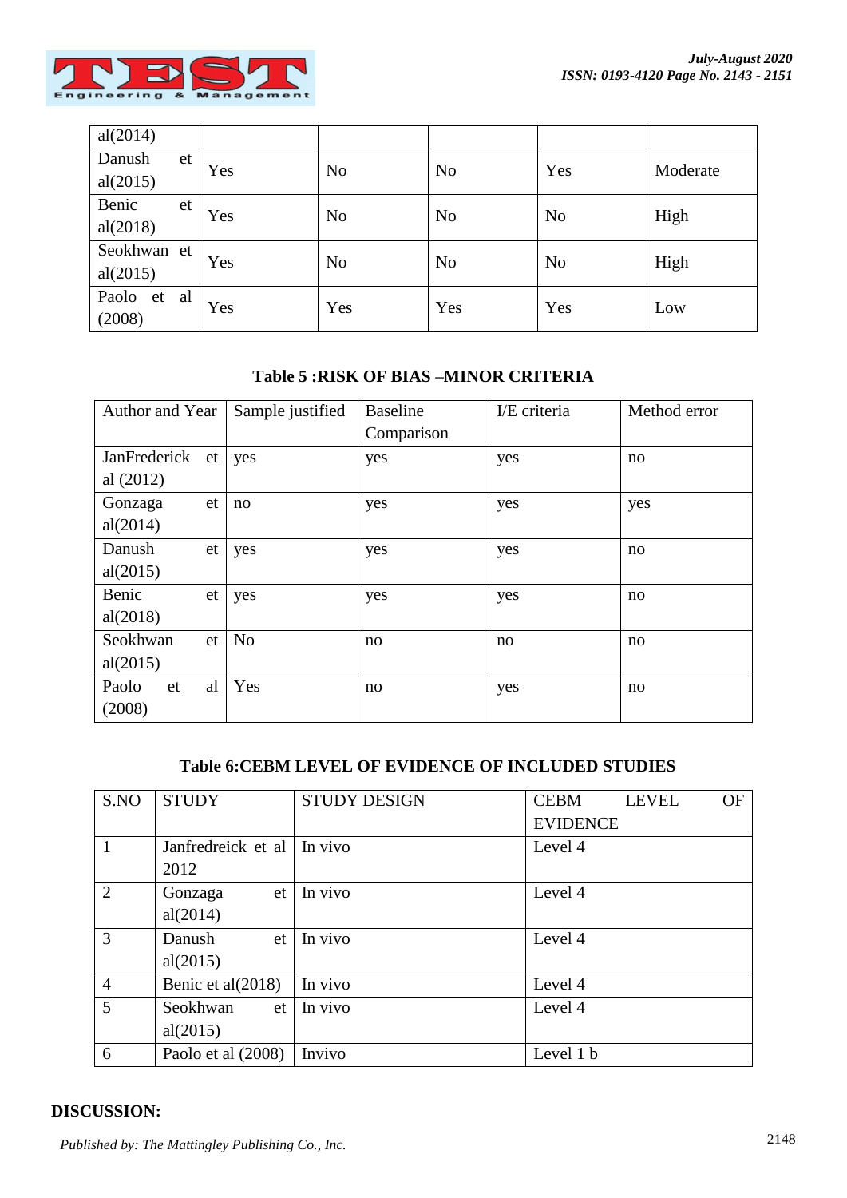| al(2014) | | | | | |
|---|---|---|---|---|---|
| Danush et al(2015) | Yes | No | No | Yes | Moderate |
| Benic et al(2018) | Yes | No | No | No | High |
| Seokhwan et al(2015) | Yes | No | No | No | High |
| Paolo et al (2008) | Yes | Yes | Yes | Yes | Low |

**Table 5 :RISK OF BIAS –MINOR CRITERIA**

| Author and Year | Sample justified | Baseline Comparison | I/E criteria | Method error |
|---|---|---|---|---|
| JanFrederick et al (2012) | yes | yes | yes | no |
| Gonzaga et al(2014) | no | yes | yes | yes |
| Danush et al(2015) | yes | yes | yes | no |
| Benic et al(2018) | yes | yes | yes | no |
| Seokhwan et al(2015) | No | no | no | no |
| Paolo et al (2008) | Yes | no | yes | no |

**Table 6:CEBM LEVEL OF EVIDENCE OF INCLUDED STUDIES**

| S.NO | STUDY | STUDY DESIGN | CEBM LEVEL OF EVIDENCE |
|---|---|---|---|
| 1 | Janfredreick et al 2012 | In vivo | Level 4 |
| 2 | Gonzaga et al(2014) | In vivo | Level 4 |
| 3 | Danush et al(2015) | In vivo | Level 4 |
| 4 | Benic et al(2018) | In vivo | Level 4 |
| 5 | Seokhwan et al(2015) | In vivo | Level 4 |
| 6 | Paolo et al (2008) | Invivo | Level 1 b |

**DISCUSSION:**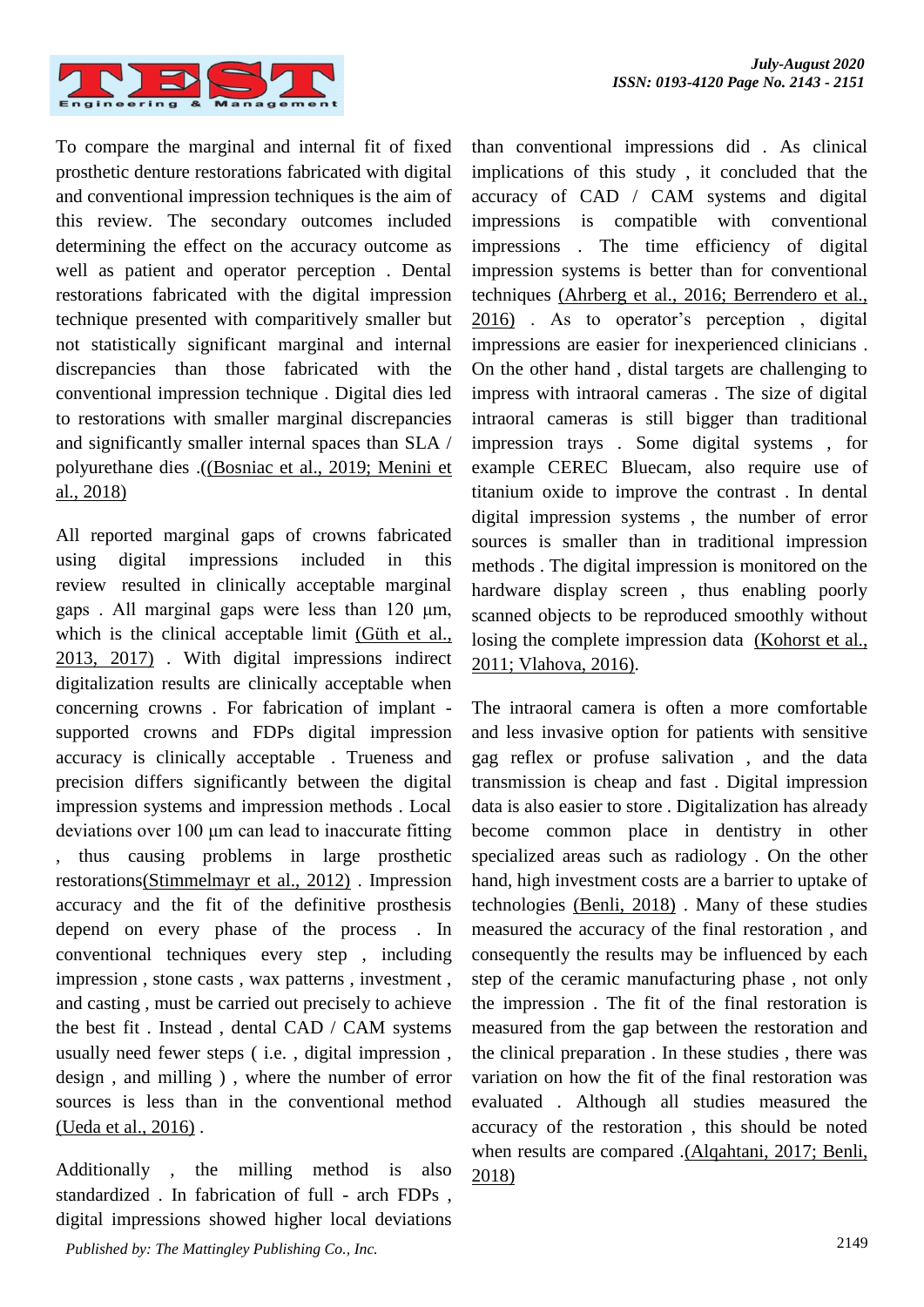To compare the marginal and internal fit of fixed prosthetic denture restorations fabricated with digital and conventional impression techniques is the aim of this review. The secondary outcomes included determining the effect on the accuracy outcome as well as patient and operator perception . Dental restorations fabricated with the digital impression technique presented with comparitively smaller but not statistically significant marginal and internal discrepancies than those fabricated with the conventional impression technique . Digital dies led to restorations with smaller marginal discrepancies and significantly smaller internal spaces than SLA / polyurethane dies .((Bosniac et al., 2019; Menini et al., 2018)

All reported marginal gaps of crowns fabricated using digital impressions included in this review resulted in clinically acceptable marginal gaps . All marginal gaps were less than 120 µm, which is the clinical acceptable limit (Güth et al., 2013, 2017) . With digital impressions indirect digitalization results are clinically acceptable when concerning crowns . For fabrication of implant - supported crowns and FDPs digital impression accuracy is clinically acceptable . Trueness and precision differs significantly between the digital impression systems and impression methods . Local deviations over 100 µm can lead to inaccurate fitting , thus causing problems in large prosthetic restorations(Stimmelmayr et al., 2012) . Impression accuracy and the fit of the definitive prosthesis depend on every phase of the process . In conventional techniques every step , including impression , stone casts , wax patterns , investment , and casting , must be carried out precisely to achieve the best fit . Instead , dental CAD / CAM systems usually need fewer steps ( i.e. , digital impression , design , and milling ) , where the number of error sources is less than in the conventional method (Ueda et al., 2016) .

Additionally , the milling method is also standardized . In fabrication of full - arch FDPs , digital impressions showed higher local deviations than conventional impressions did . As clinical implications of this study , it concluded that the accuracy of CAD / CAM systems and digital impressions is compatible with conventional impressions . The time efficiency of digital impression systems is better than for conventional techniques (Ahrberg et al., 2016; Berrendero et al., 2016) . As to operator's perception , digital impressions are easier for inexperienced clinicians . On the other hand , distal targets are challenging to impress with intraoral cameras . The size of digital intraoral cameras is still bigger than traditional impression trays . Some digital systems , for example CEREC Bluecam, also require use of titanium oxide to improve the contrast . In dental digital impression systems , the number of error sources is smaller than in traditional impression methods . The digital impression is monitored on the hardware display screen , thus enabling poorly scanned objects to be reproduced smoothly without losing the complete impression data (Kohorst et al., 2011; Vlahova, 2016).

The intraoral camera is often a more comfortable and less invasive option for patients with sensitive gag reflex or profuse salivation , and the data transmission is cheap and fast . Digital impression data is also easier to store . Digitalization has already become common place in dentistry in other specialized areas such as radiology . On the other hand, high investment costs are a barrier to uptake of technologies (Benli, 2018) . Many of these studies measured the accuracy of the final restoration , and consequently the results may be influenced by each step of the ceramic manufacturing phase , not only the impression . The fit of the final restoration is measured from the gap between the restoration and the clinical preparation . In these studies , there was variation on how the fit of the final restoration was evaluated . Although all studies measured the accuracy of the restoration , this should be noted when results are compared .(Alqahtani, 2017; Benli, 2018)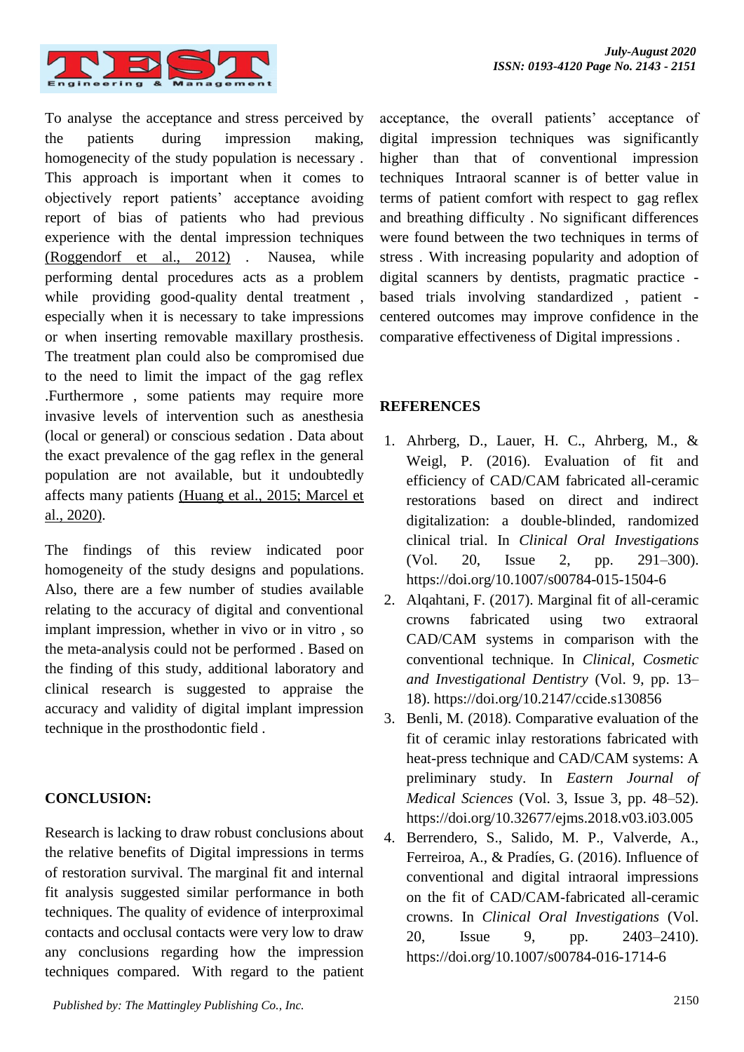To analyse the acceptance and stress perceived by the patients during impression making, homogenecity of the study population is necessary . This approach is important when it comes to objectively report patients' acceptance avoiding report of bias of patients who had previous experience with the dental impression techniques (Roggendorf et al., 2012) . Nausea, while performing dental procedures acts as a problem while providing good-quality dental treatment , especially when it is necessary to take impressions or when inserting removable maxillary prosthesis. The treatment plan could also be compromised due to the need to limit the impact of the gag reflex .Furthermore , some patients may require more invasive levels of intervention such as anesthesia (local or general) or conscious sedation . Data about the exact prevalence of the gag reflex in the general population are not available, but it undoubtedly affects many patients (Huang et al., 2015; Marcel et al., 2020).

The findings of this review indicated poor homogeneity of the study designs and populations. Also, there are a few number of studies available relating to the accuracy of digital and conventional implant impression, whether in vivo or in vitro , so the meta-analysis could not be performed . Based on the finding of this study, additional laboratory and clinical research is suggested to appraise the accuracy and validity of digital implant impression technique in the prosthodontic field .

## CONCLUSION:

Research is lacking to draw robust conclusions about the relative benefits of Digital impressions in terms of restoration survival. The marginal fit and internal fit analysis suggested similar performance in both techniques. The quality of evidence of interproximal contacts and occlusal contacts were very low to draw any conclusions regarding how the impression techniques compared. With regard to the patient acceptance, the overall patients' acceptance of digital impression techniques was significantly higher than that of conventional impression techniques Intraoral scanner is of better value in terms of patient comfort with respect to gag reflex and breathing difficulty . No significant differences were found between the two techniques in terms of stress . With increasing popularity and adoption of digital scanners by dentists, pragmatic practice - based trials involving standardized , patient - centered outcomes may improve confidence in the comparative effectiveness of Digital impressions .

## REFERENCES

1. Ahrberg, D., Lauer, H. C., Ahrberg, M., & Weigl, P. (2016). Evaluation of fit and efficiency of CAD/CAM fabricated all-ceramic restorations based on direct and indirect digitalization: a double-blinded, randomized clinical trial. In *Clinical Oral Investigations* (Vol. 20, Issue 2, pp. 291–300). https://doi.org/10.1007/s00784-015-1504-6
2. Alqahtani, F. (2017). Marginal fit of all-ceramic crowns fabricated using two extraoral CAD/CAM systems in comparison with the conventional technique. In *Clinical, Cosmetic and Investigational Dentistry* (Vol. 9, pp. 13–18). https://doi.org/10.2147/ccide.s130856
3. Benli, M. (2018). Comparative evaluation of the fit of ceramic inlay restorations fabricated with heat-press technique and CAD/CAM systems: A preliminary study. In *Eastern Journal of Medical Sciences* (Vol. 3, Issue 3, pp. 48–52). https://doi.org/10.32677/ejms.2018.v03.i03.005
4. Berrendero, S., Salido, M. P., Valverde, A., Ferreiroa, A., & Pradíes, G. (2016). Influence of conventional and digital intraoral impressions on the fit of CAD/CAM-fabricated all-ceramic crowns. In *Clinical Oral Investigations* (Vol. 20, Issue 9, pp. 2403–2410). https://doi.org/10.1007/s00784-016-1714-6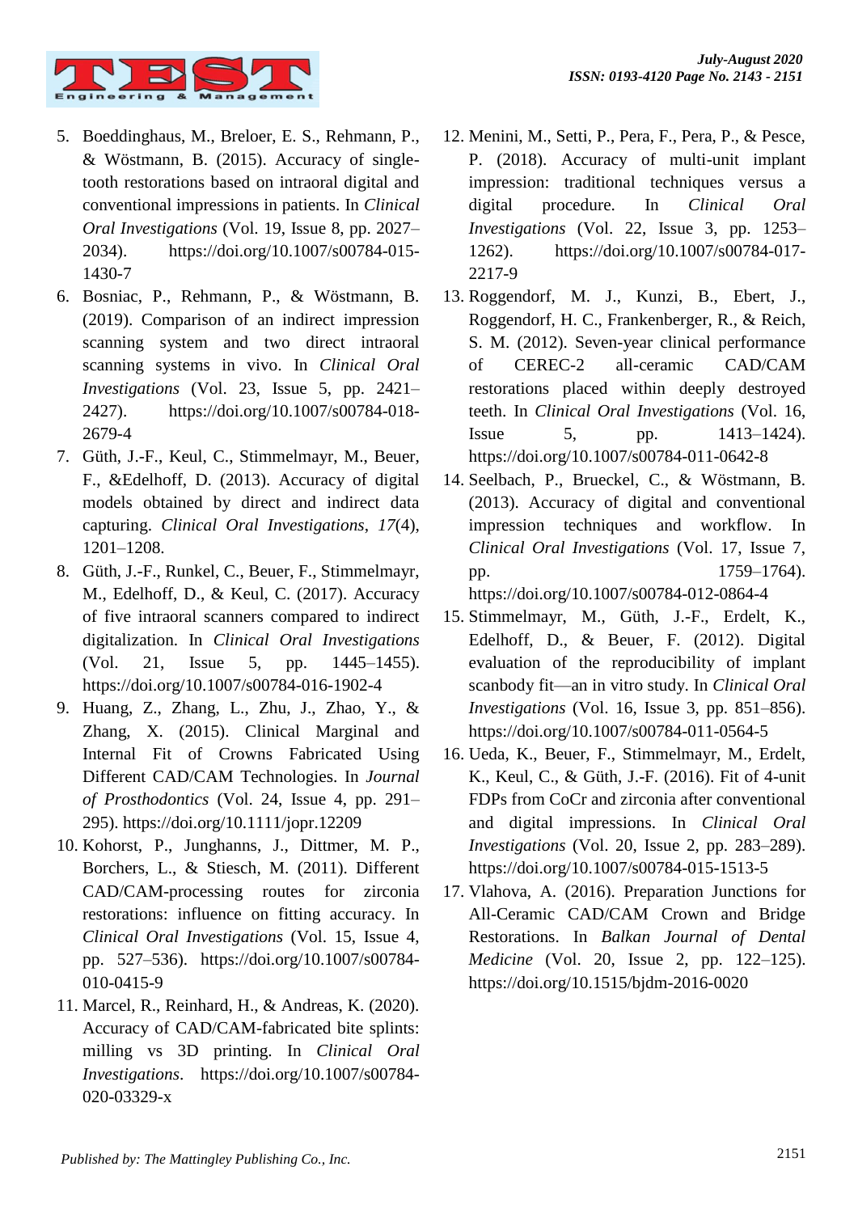5. Boeddinghaus, M., Breloer, E. S., Rehmann, P., & Wöstmann, B. (2015). Accuracy of single-tooth restorations based on intraoral digital and conventional impressions in patients. In *Clinical Oral Investigations* (Vol. 19, Issue 8, pp. 2027–2034). https://doi.org/10.1007/s00784-015-1430-7
6. Bosniac, P., Rehmann, P., & Wöstmann, B. (2019). Comparison of an indirect impression scanning system and two direct intraoral scanning systems in vivo. In *Clinical Oral Investigations* (Vol. 23, Issue 5, pp. 2421–2427). https://doi.org/10.1007/s00784-018-2679-4
7. Güth, J.-F., Keul, C., Stimmelmayr, M., Beuer, F., &Edelhoff, D. (2013). Accuracy of digital models obtained by direct and indirect data capturing. *Clinical Oral Investigations*, *17*(4), 1201–1208.
8. Güth, J.-F., Runkel, C., Beuer, F., Stimmelmayr, M., Edelhoff, D., & Keul, C. (2017). Accuracy of five intraoral scanners compared to indirect digitalization. In *Clinical Oral Investigations* (Vol. 21, Issue 5, pp. 1445–1455). https://doi.org/10.1007/s00784-016-1902-4
9. Huang, Z., Zhang, L., Zhu, J., Zhao, Y., & Zhang, X. (2015). Clinical Marginal and Internal Fit of Crowns Fabricated Using Different CAD/CAM Technologies. In *Journal of Prosthodontics* (Vol. 24, Issue 4, pp. 291–295). https://doi.org/10.1111/jopr.12209
10. Kohorst, P., Junghanns, J., Dittmer, M. P., Borchers, L., & Stiesch, M. (2011). Different CAD/CAM-processing routes for zirconia restorations: influence on fitting accuracy. In *Clinical Oral Investigations* (Vol. 15, Issue 4, pp. 527–536). https://doi.org/10.1007/s00784-010-0415-9
11. Marcel, R., Reinhard, H., & Andreas, K. (2020). Accuracy of CAD/CAM-fabricated bite splints: milling vs 3D printing. In *Clinical Oral Investigations*. https://doi.org/10.1007/s00784-020-03329-x
12. Menini, M., Setti, P., Pera, F., Pera, P., & Pesce, P. (2018). Accuracy of multi-unit implant impression: traditional techniques versus a digital procedure. In *Clinical Oral Investigations* (Vol. 22, Issue 3, pp. 1253–1262). https://doi.org/10.1007/s00784-017-2217-9
13. Roggendorf, M. J., Kunzi, B., Ebert, J., Roggendorf, H. C., Frankenberger, R., & Reich, S. M. (2012). Seven-year clinical performance of CEREC-2 all-ceramic CAD/CAM restorations placed within deeply destroyed teeth. In *Clinical Oral Investigations* (Vol. 16, Issue 5, pp. 1413–1424). https://doi.org/10.1007/s00784-011-0642-8
14. Seelbach, P., Brueckel, C., & Wöstmann, B. (2013). Accuracy of digital and conventional impression techniques and workflow. In *Clinical Oral Investigations* (Vol. 17, Issue 7, pp. 1759–1764). https://doi.org/10.1007/s00784-012-0864-4
15. Stimmelmayr, M., Güth, J.-F., Erdelt, K., Edelhoff, D., & Beuer, F. (2012). Digital evaluation of the reproducibility of implant scanbody fit—an in vitro study. In *Clinical Oral Investigations* (Vol. 16, Issue 3, pp. 851–856). https://doi.org/10.1007/s00784-011-0564-5
16. Ueda, K., Beuer, F., Stimmelmayr, M., Erdelt, K., Keul, C., & Güth, J.-F. (2016). Fit of 4-unit FDPs from CoCr and zirconia after conventional and digital impressions. In *Clinical Oral Investigations* (Vol. 20, Issue 2, pp. 283–289). https://doi.org/10.1007/s00784-015-1513-5
17. Vlahova, A. (2016). Preparation Junctions for All-Ceramic CAD/CAM Crown and Bridge Restorations. In *Balkan Journal of Dental Medicine* (Vol. 20, Issue 2, pp. 122–125). https://doi.org/10.1515/bjdm-2016-0020